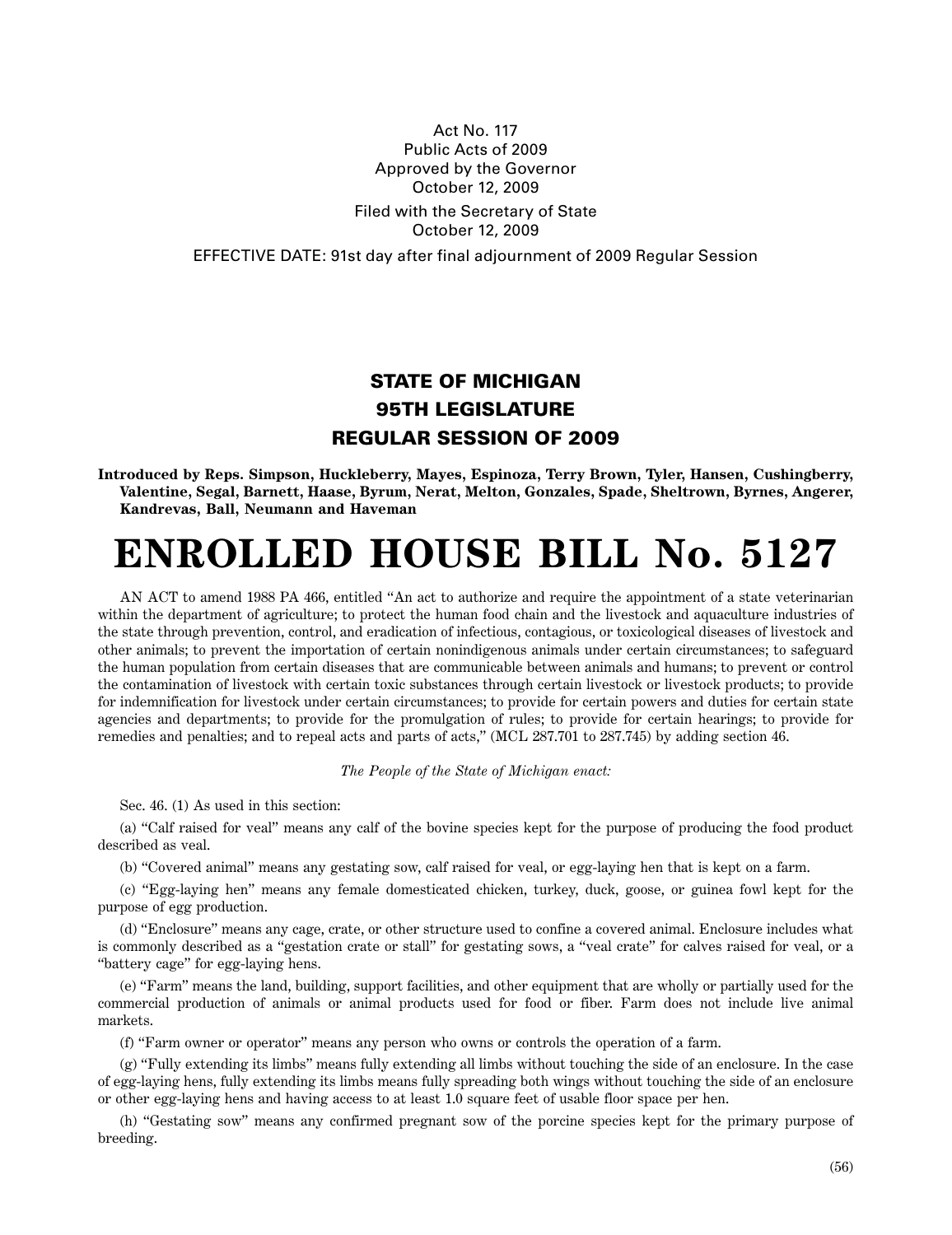Act No. 117
Public Acts of 2009
Approved by the Governor
October 12, 2009

Filed with the Secretary of State
October 12, 2009

EFFECTIVE DATE: 91st day after final adjournment of 2009 Regular Session

## STATE OF MICHIGAN
## 95TH LEGISLATURE
## REGULAR SESSION OF 2009

**Introduced by Reps. Simpson, Huckleberry, Mayes, Espinoza, Terry Brown, Tyler, Hansen, Cushingberry, Valentine, Segal, Barnett, Haase, Byrum, Nerat, Melton, Gonzales, Spade, Sheltrown, Byrnes, Angerer, Kandrevas, Ball, Neumann and Haveman**

# ENROLLED HOUSE BILL No. 5127

AN ACT to amend 1988 PA 466, entitled "An act to authorize and require the appointment of a state veterinarian within the department of agriculture; to protect the human food chain and the livestock and aquaculture industries of the state through prevention, control, and eradication of infectious, contagious, or toxicological diseases of livestock and other animals; to prevent the importation of certain nonindigenous animals under certain circumstances; to safeguard the human population from certain diseases that are communicable between animals and humans; to prevent or control the contamination of livestock with certain toxic substances through certain livestock or livestock products; to provide for indemnification for livestock under certain circumstances; to provide for certain powers and duties for certain state agencies and departments; to provide for the promulgation of rules; to provide for certain hearings; to provide for remedies and penalties; and to repeal acts and parts of acts," (MCL 287.701 to 287.745) by adding section 46.

*The People of the State of Michigan enact:*

Sec. 46. (1) As used in this section:

(a) "Calf raised for veal" means any calf of the bovine species kept for the purpose of producing the food product described as veal.

(b) "Covered animal" means any gestating sow, calf raised for veal, or egg-laying hen that is kept on a farm.

(c) "Egg-laying hen" means any female domesticated chicken, turkey, duck, goose, or guinea fowl kept for the purpose of egg production.

(d) "Enclosure" means any cage, crate, or other structure used to confine a covered animal. Enclosure includes what is commonly described as a "gestation crate or stall" for gestating sows, a "veal crate" for calves raised for veal, or a "battery cage" for egg-laying hens.

(e) "Farm" means the land, building, support facilities, and other equipment that are wholly or partially used for the commercial production of animals or animal products used for food or fiber. Farm does not include live animal markets.

(f) "Farm owner or operator" means any person who owns or controls the operation of a farm.

(g) "Fully extending its limbs" means fully extending all limbs without touching the side of an enclosure. In the case of egg-laying hens, fully extending its limbs means fully spreading both wings without touching the side of an enclosure or other egg-laying hens and having access to at least 1.0 square feet of usable floor space per hen.

(h) "Gestating sow" means any confirmed pregnant sow of the porcine species kept for the primary purpose of breeding.

(56)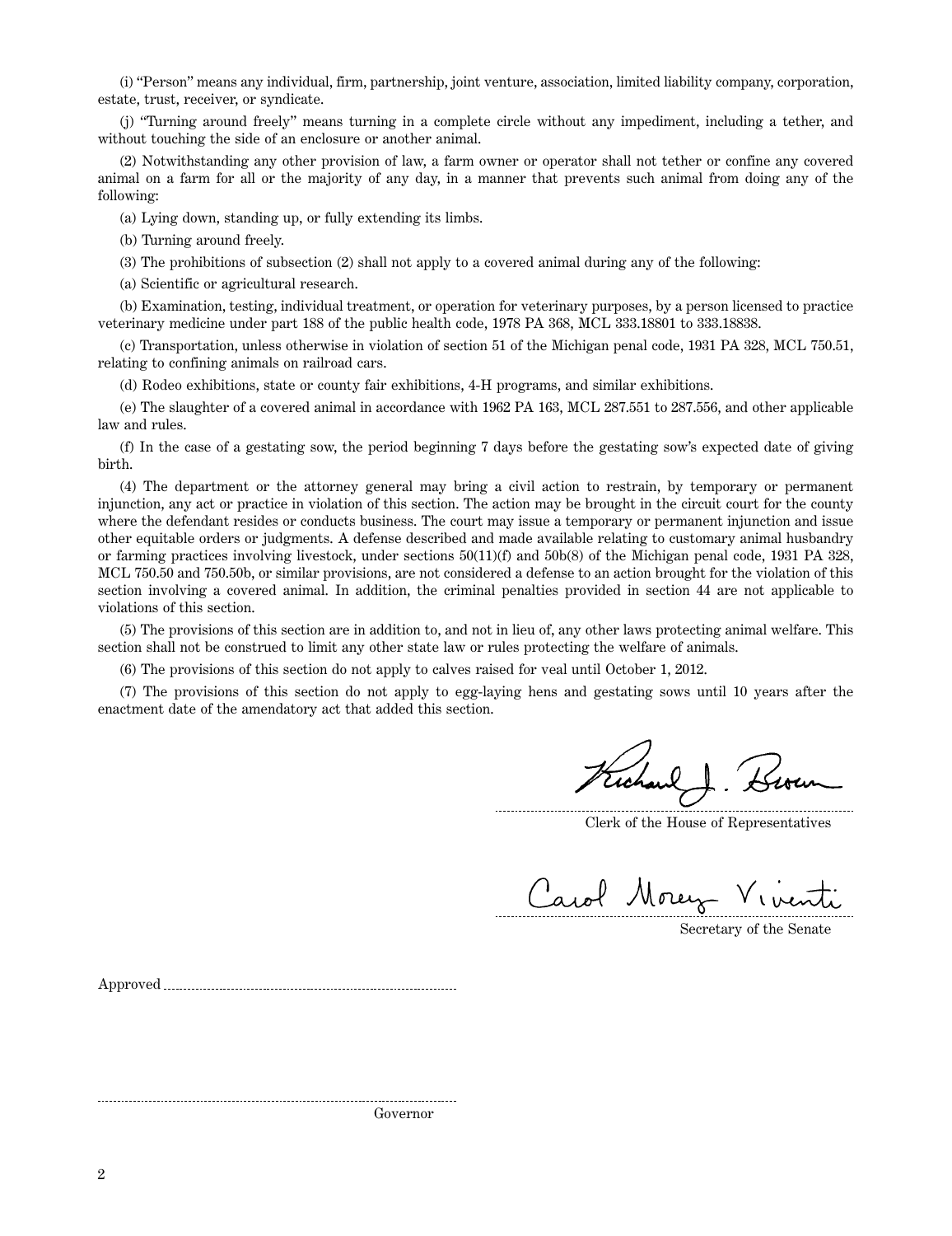(i) "Person" means any individual, firm, partnership, joint venture, association, limited liability company, corporation, estate, trust, receiver, or syndicate.

(j) "Turning around freely" means turning in a complete circle without any impediment, including a tether, and without touching the side of an enclosure or another animal.

(2) Notwithstanding any other provision of law, a farm owner or operator shall not tether or confine any covered animal on a farm for all or the majority of any day, in a manner that prevents such animal from doing any of the following:

(a) Lying down, standing up, or fully extending its limbs.

(b) Turning around freely.

(3) The prohibitions of subsection (2) shall not apply to a covered animal during any of the following:

(a) Scientific or agricultural research.

(b) Examination, testing, individual treatment, or operation for veterinary purposes, by a person licensed to practice veterinary medicine under part 188 of the public health code, 1978 PA 368, MCL 333.18801 to 333.18838.

(c) Transportation, unless otherwise in violation of section 51 of the Michigan penal code, 1931 PA 328, MCL 750.51, relating to confining animals on railroad cars.

(d) Rodeo exhibitions, state or county fair exhibitions, 4-H programs, and similar exhibitions.

(e) The slaughter of a covered animal in accordance with 1962 PA 163, MCL 287.551 to 287.556, and other applicable law and rules.

(f) In the case of a gestating sow, the period beginning 7 days before the gestating sow's expected date of giving birth.

(4) The department or the attorney general may bring a civil action to restrain, by temporary or permanent injunction, any act or practice in violation of this section. The action may be brought in the circuit court for the county where the defendant resides or conducts business. The court may issue a temporary or permanent injunction and issue other equitable orders or judgments. A defense described and made available relating to customary animal husbandry or farming practices involving livestock, under sections 50(11)(f) and 50b(8) of the Michigan penal code, 1931 PA 328, MCL 750.50 and 750.50b, or similar provisions, are not considered a defense to an action brought for the violation of this section involving a covered animal. In addition, the criminal penalties provided in section 44 are not applicable to violations of this section.

(5) The provisions of this section are in addition to, and not in lieu of, any other laws protecting animal welfare. This section shall not be construed to limit any other state law or rules protecting the welfare of animals.

(6) The provisions of this section do not apply to calves raised for veal until October 1, 2012.

(7) The provisions of this section do not apply to egg-laying hens and gestating sows until 10 years after the enactment date of the amendatory act that added this section.

Richard J. Brown

Clerk of the House of Representatives

Carol Morey Viventi

Secretary of the Senate

Approved ..............................................

..............................................

Governor